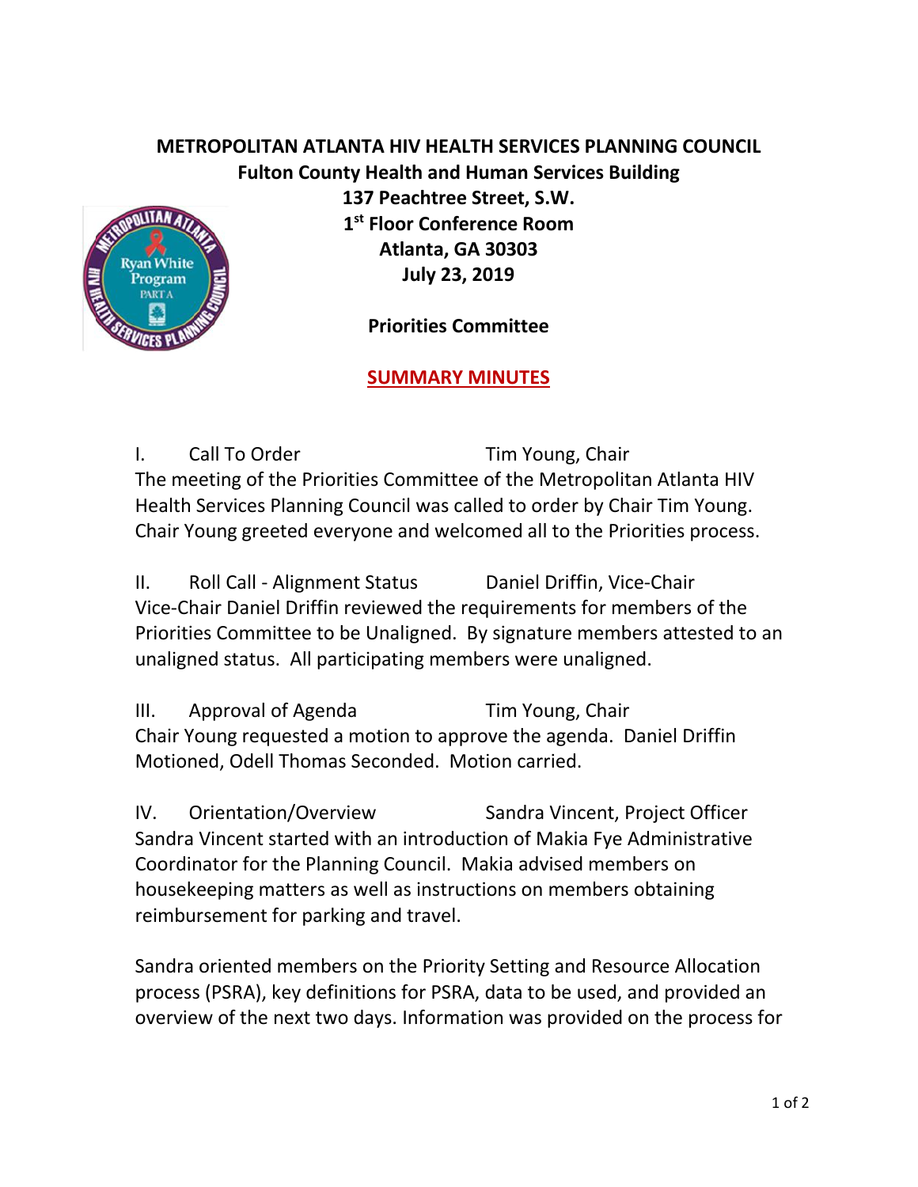# METROPOLITAN ATLANTA HIV HEALTH SERVICES PLANNING COUNCIL

**Fulton County Health and Human Services Building**
**137 Peachtree Street, S.W.**
**1st Floor Conference Room**
**Atlanta, GA 30303**
**July 23, 2019**

## Priorities Committee

## SUMMARY MINUTES

I. Call To Order — Tim Young, Chair

The meeting of the Priorities Committee of the Metropolitan Atlanta HIV Health Services Planning Council was called to order by Chair Tim Young. Chair Young greeted everyone and welcomed all to the Priorities process.

II. Roll Call - Alignment Status — Daniel Driffin, Vice-Chair

Vice-Chair Daniel Driffin reviewed the requirements for members of the Priorities Committee to be Unaligned. By signature members attested to an unaligned status. All participating members were unaligned.

III. Approval of Agenda — Tim Young, Chair

Chair Young requested a motion to approve the agenda. Daniel Driffin Motioned, Odell Thomas Seconded. Motion carried.

IV. Orientation/Overview — Sandra Vincent, Project Officer

Sandra Vincent started with an introduction of Makia Fye Administrative Coordinator for the Planning Council. Makia advised members on housekeeping matters as well as instructions on members obtaining reimbursement for parking and travel.

Sandra oriented members on the Priority Setting and Resource Allocation process (PSRA), key definitions for PSRA, data to be used, and provided an overview of the next two days. Information was provided on the process for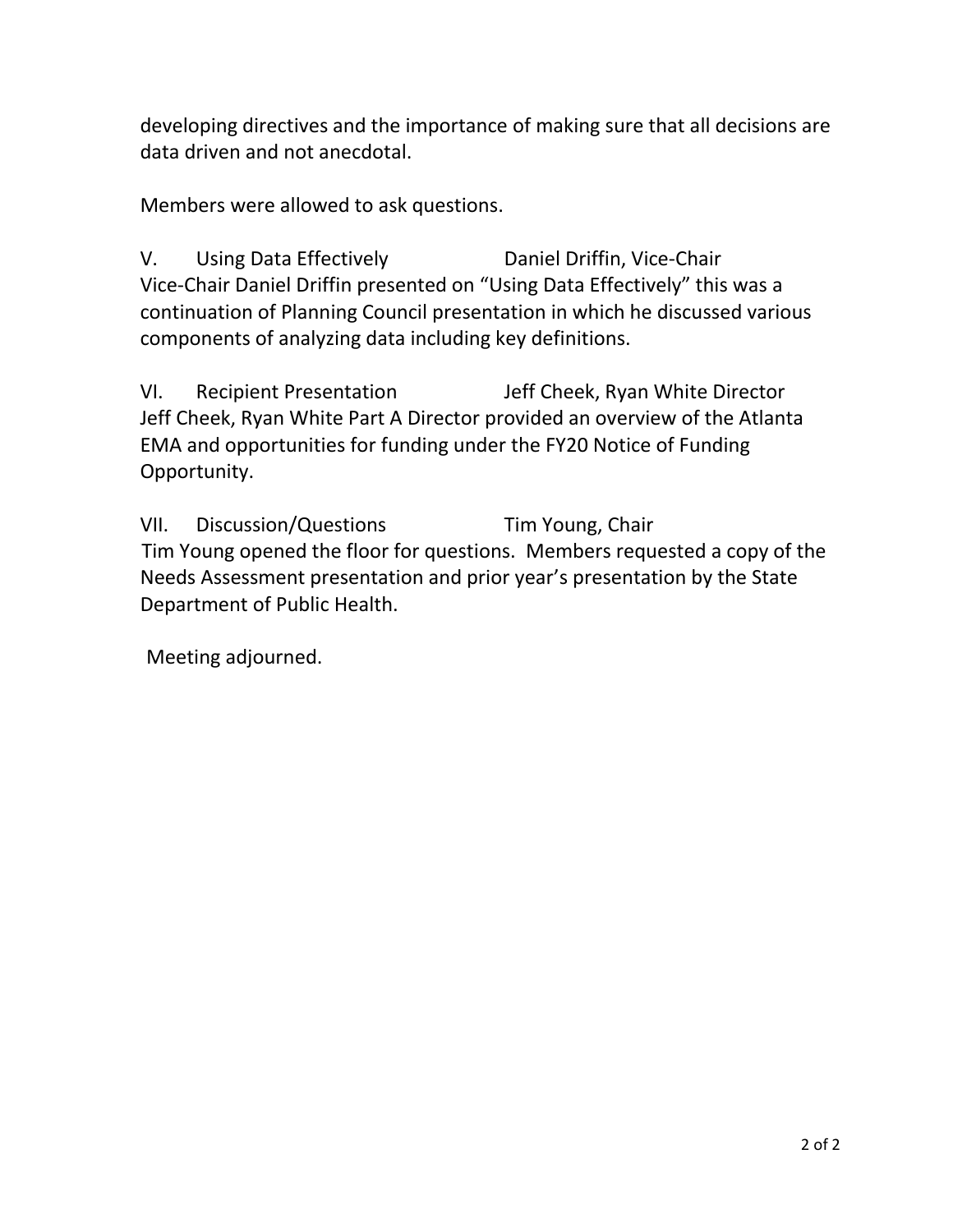developing directives and the importance of making sure that all decisions are data driven and not anecdotal.

Members were allowed to ask questions.

V. Using Data Effectively — Daniel Driffin, Vice-Chair

Vice-Chair Daniel Driffin presented on "Using Data Effectively" this was a continuation of Planning Council presentation in which he discussed various components of analyzing data including key definitions.

VI. Recipient Presentation — Jeff Cheek, Ryan White Director

Jeff Cheek, Ryan White Part A Director provided an overview of the Atlanta EMA and opportunities for funding under the FY20 Notice of Funding Opportunity.

VII. Discussion/Questions — Tim Young, Chair

Tim Young opened the floor for questions. Members requested a copy of the Needs Assessment presentation and prior year's presentation by the State Department of Public Health.

Meeting adjourned.